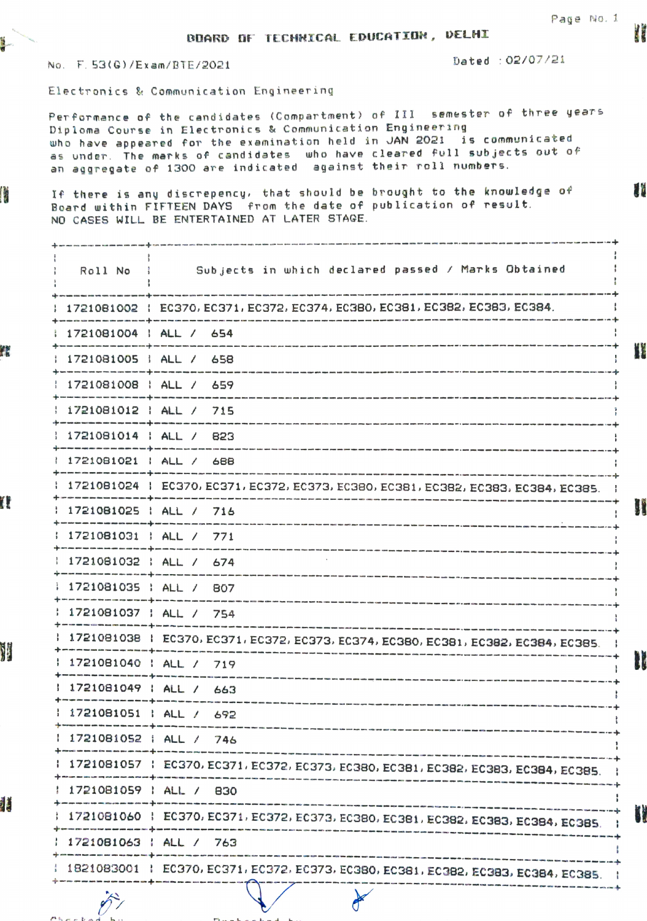# BOARD OF TECHNICAL EDUCATION, DELHI

No. F.53(G)/Exam/BTE/2021

Dated : 02/07/21

Electronics & Communication Engineering

Performance of the candidates (Compartment) of III semester of three years Diploma Course in Electronics & Communication Engineering who have appeared for the examination held in JAN 2021 is communicated as under. The marks of candidates who have cleared full subjects out of an aggregate of 1300 are indicated against their roll numbers.

If there is any discrepency, that should be brought to the knowledge of Board within FIFTEEN DAYS from the date of publication of result. NO CASES WILL BE ENTERTAINED AT LATER STAGE.

| Roll No | Subjects in which declared passed / Marks Obtained |
|---|---|
| 1721081002 | EC370, EC371, EC372, EC374, EC380, EC381, EC382, EC383, EC384. |
| 1721081004 | ALL / 654 |
| 1721081005 | ALL / 658 |
| 1721081008 | ALL / 659 |
| 1721081012 | ALL / 715 |
| 1721081014 | ALL / 823 |
| 1721081021 | ALL / 688 |
| 1721081024 | EC370, EC371, EC372, EC373, EC380, EC381, EC382, EC383, EC384, EC385. |
| 1721081025 | ALL / 716 |
| 1721081031 | ALL / 771 |
| 1721081032 | ALL / 674 |
| 1721081035 | ALL / 807 |
| 1721081037 | ALL / 754 |
| 1721081038 | EC370, EC371, EC372, EC373, EC374, EC380, EC381, EC382, EC384, EC385. |
| 1721081040 | ALL / 719 |
| 1721081049 | ALL / 663 |
| 1721081051 | ALL / 692 |
| 1721081052 | ALL / 746 |
| 1721081057 | EC370, EC371, EC372, EC373, EC380, EC381, EC382, EC383, EC384, EC385. |
| 1721081059 | ALL / 830 |
| 1721081060 | EC370, EC371, EC372, EC373, EC380, EC381, EC382, EC383, EC384, EC385. |
| 1721081063 | ALL / 763 |
| 1821083001 | EC370, EC371, EC372, EC373, EC380, EC381, EC382, EC383, EC384, EC385. |

Checked by    Rechecked by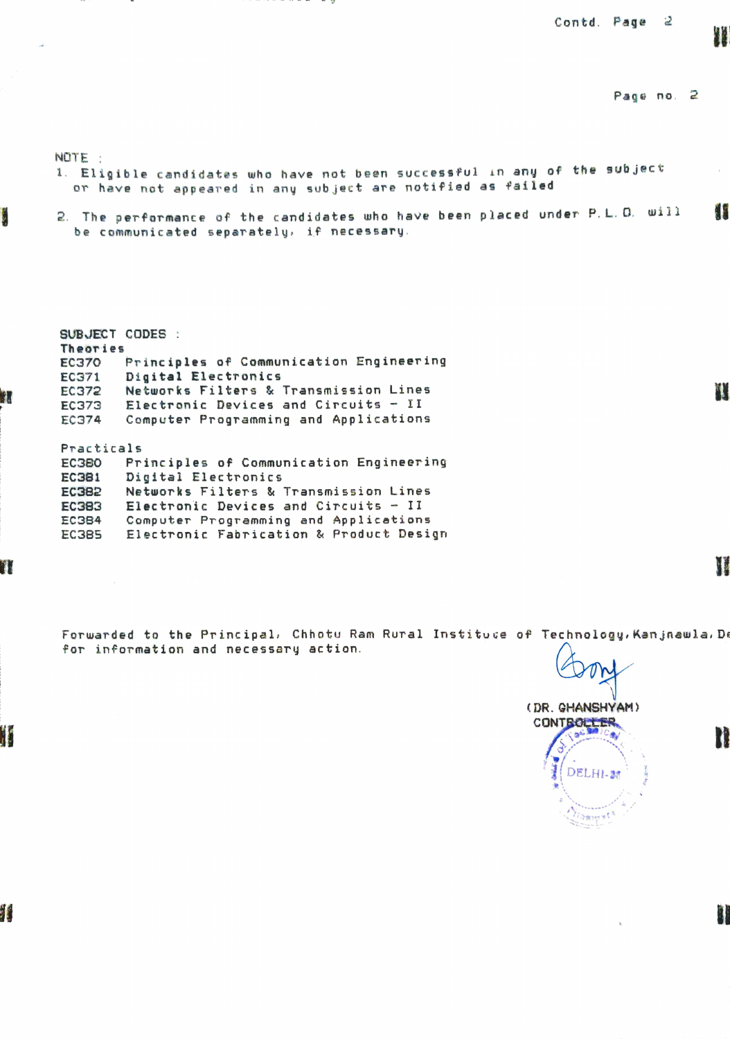Contd. Page 2

NOTE :

1. Eligible candidates who have not been successful in any of the subject or have not appeared in any subject are notified as failed

2. The performance of the candidates who have been placed under P.L.D. will be communicated separately, if necessary.

SUBJECT CODES :

Theories

| | |
|---|---|
| EC370 | Principles of Communication Engineering |
| EC371 | Digital Electronics |
| EC372 | Networks Filters & Transmission Lines |
| EC373 | Electronic Devices and Circuits - II |
| EC374 | Computer Programming and Applications |

Practicals

| | |
|---|---|
| EC380 | Principles of Communication Engineering |
| EC381 | Digital Electronics |
| EC382 | Networks Filters & Transmission Lines |
| EC383 | Electronic Devices and Circuits - II |
| EC384 | Computer Programming and Applications |
| EC385 | Electronic Fabrication & Product Design |

Forwarded to the Principal, Chhotu Ram Rural Institute of Technology, Kanjhawla, De
for information and necessary action.

(DR. GHANSHYAM)
CONTROLLER

DELHI-38